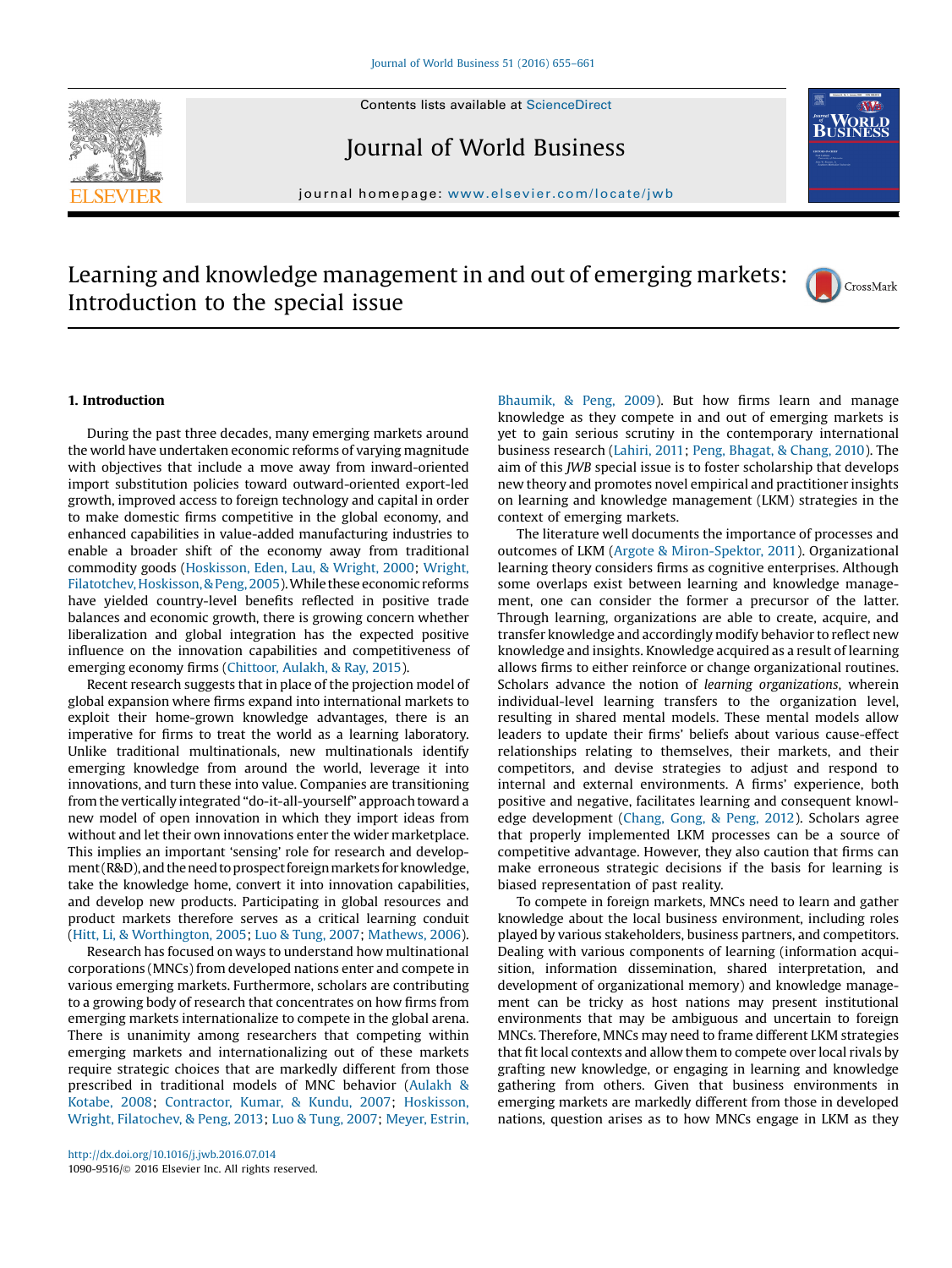# Learning and knowledge management in and out of emerging markets: Introduction to the special issue

## 1. Introduction

During the past three decades, many emerging markets around the world have undertaken economic reforms of varying magnitude with objectives that include a move away from inward-oriented import substitution policies toward outward-oriented export-led growth, improved access to foreign technology and capital in order to make domestic firms competitive in the global economy, and enhanced capabilities in value-added manufacturing industries to enable a broader shift of the economy away from traditional commodity goods (Hoskisson, Eden, Lau, & Wright, 2000; Wright, Filatotchev, Hoskisson, & Peng, 2005). While these economic reforms have yielded country-level benefits reflected in positive trade balances and economic growth, there is growing concern whether liberalization and global integration has the expected positive influence on the innovation capabilities and competitiveness of emerging economy firms (Chittoor, Aulakh, & Ray, 2015).

Recent research suggests that in place of the projection model of global expansion where firms expand into international markets to exploit their home-grown knowledge advantages, there is an imperative for firms to treat the world as a learning laboratory. Unlike traditional multinationals, new multinationals identify emerging knowledge from around the world, leverage it into innovations, and turn these into value. Companies are transitioning from the vertically integrated "do-it-all-yourself" approach toward a new model of open innovation in which they import ideas from without and let their own innovations enter the wider marketplace. This implies an important 'sensing' role for research and development (R&D), and the need to prospect foreign markets for knowledge, take the knowledge home, convert it into innovation capabilities, and develop new products. Participating in global resources and product markets therefore serves as a critical learning conduit (Hitt, Li, & Worthington, 2005; Luo & Tung, 2007; Mathews, 2006).

Research has focused on ways to understand how multinational corporations (MNCs) from developed nations enter and compete in various emerging markets. Furthermore, scholars are contributing to a growing body of research that concentrates on how firms from emerging markets internationalize to compete in the global arena. There is unanimity among researchers that competing within emerging markets and internationalizing out of these markets require strategic choices that are markedly different from those prescribed in traditional models of MNC behavior (Aulakh & Kotabe, 2008; Contractor, Kumar, & Kundu, 2007; Hoskisson, Wright, Filatochev, & Peng, 2013; Luo & Tung, 2007; Meyer, Estrin, Bhaumik, & Peng, 2009). But how firms learn and manage knowledge as they compete in and out of emerging markets is yet to gain serious scrutiny in the contemporary international business research (Lahiri, 2011; Peng, Bhagat, & Chang, 2010). The aim of this *JWB* special issue is to foster scholarship that develops new theory and promotes novel empirical and practitioner insights on learning and knowledge management (LKM) strategies in the context of emerging markets.

The literature well documents the importance of processes and outcomes of LKM (Argote & Miron-Spektor, 2011). Organizational learning theory considers firms as cognitive enterprises. Although some overlaps exist between learning and knowledge management, one can consider the former a precursor of the latter. Through learning, organizations are able to create, acquire, and transfer knowledge and accordingly modify behavior to reflect new knowledge and insights. Knowledge acquired as a result of learning allows firms to either reinforce or change organizational routines. Scholars advance the notion of *learning organizations*, wherein individual-level learning transfers to the organization level, resulting in shared mental models. These mental models allow leaders to update their firms' beliefs about various cause-effect relationships relating to themselves, their markets, and their competitors, and devise strategies to adjust and respond to internal and external environments. A firms' experience, both positive and negative, facilitates learning and consequent knowledge development (Chang, Gong, & Peng, 2012). Scholars agree that properly implemented LKM processes can be a source of competitive advantage. However, they also caution that firms can make erroneous strategic decisions if the basis for learning is biased representation of past reality.

To compete in foreign markets, MNCs need to learn and gather knowledge about the local business environment, including roles played by various stakeholders, business partners, and competitors. Dealing with various components of learning (information acquisition, information dissemination, shared interpretation, and development of organizational memory) and knowledge management can be tricky as host nations may present institutional environments that may be ambiguous and uncertain to foreign MNCs. Therefore, MNCs may need to frame different LKM strategies that fit local contexts and allow them to compete over local rivals by grafting new knowledge, or engaging in learning and knowledge gathering from others. Given that business environments in emerging markets are markedly different from those in developed nations, question arises as to how MNCs engage in LKM as they

http://dx.doi.org/10.1016/j.jwb.2016.07.014
1090-9516/© 2016 Elsevier Inc. All rights reserved.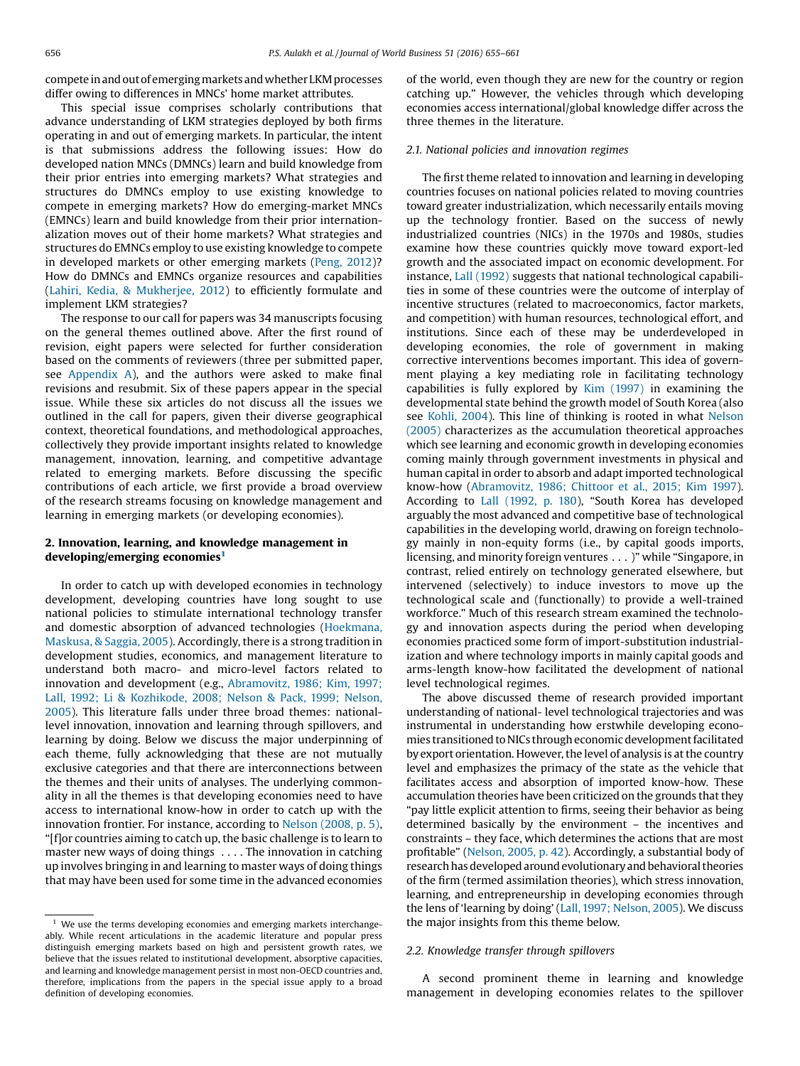compete in and out of emerging markets and whether LKM processes differ owing to differences in MNCs' home market attributes.

This special issue comprises scholarly contributions that advance understanding of LKM strategies deployed by both firms operating in and out of emerging markets. In particular, the intent is that submissions address the following issues: How do developed nation MNCs (DMNCs) learn and build knowledge from their prior entries into emerging markets? What strategies and structures do DMNCs employ to use existing knowledge to compete in emerging markets? How do emerging-market MNCs (EMNCs) learn and build knowledge from their prior internationalization moves out of their home markets? What strategies and structures do EMNCs employ to use existing knowledge to compete in developed markets or other emerging markets (Peng, 2012)? How do DMNCs and EMNCs organize resources and capabilities (Lahiri, Kedia, & Mukherjee, 2012) to efficiently formulate and implement LKM strategies?

The response to our call for papers was 34 manuscripts focusing on the general themes outlined above. After the first round of revision, eight papers were selected for further consideration based on the comments of reviewers (three per submitted paper, see Appendix A), and the authors were asked to make final revisions and resubmit. Six of these papers appear in the special issue. While these six articles do not discuss all the issues we outlined in the call for papers, given their diverse geographical context, theoretical foundations, and methodological approaches, collectively they provide important insights related to knowledge management, innovation, learning, and competitive advantage related to emerging markets. Before discussing the specific contributions of each article, we first provide a broad overview of the research streams focusing on knowledge management and learning in emerging markets (or developing economies).

## 2. Innovation, learning, and knowledge management in developing/emerging economies[1]

In order to catch up with developed economies in technology development, developing countries have long sought to use national policies to stimulate international technology transfer and domestic absorption of advanced technologies (Hoekmana, Maskusa, & Saggia, 2005). Accordingly, there is a strong tradition in development studies, economics, and management literature to understand both macro- and micro-level factors related to innovation and development (e.g., Abramovitz, 1986; Kim, 1997; Lall, 1992; Li & Kozhikode, 2008; Nelson & Pack, 1999; Nelson, 2005). This literature falls under three broad themes: national-level innovation, innovation and learning through spillovers, and learning by doing. Below we discuss the major underpinning of each theme, fully acknowledging that these are not mutually exclusive categories and that there are interconnections between the themes and their units of analyses. The underlying commonality in all the themes is that developing economies need to have access to international know-how in order to catch up with the innovation frontier. For instance, according to Nelson (2008, p. 5), "[f]or countries aiming to catch up, the basic challenge is to learn to master new ways of doing things . . . . The innovation in catching up involves bringing in and learning to master ways of doing things that may have been used for some time in the advanced economies of the world, even though they are new for the country or region catching up." However, the vehicles through which developing economies access international/global knowledge differ across the three themes in the literature.

### 2.1. National policies and innovation regimes

The first theme related to innovation and learning in developing countries focuses on national policies related to moving countries toward greater industrialization, which necessarily entails moving up the technology frontier. Based on the success of newly industrialized countries (NICs) in the 1970s and 1980s, studies examine how these countries quickly move toward export-led growth and the associated impact on economic development. For instance, Lall (1992) suggests that national technological capabilities in some of these countries were the outcome of interplay of incentive structures (related to macroeconomics, factor markets, and competition) with human resources, technological effort, and institutions. Since each of these may be underdeveloped in developing economies, the role of government in making corrective interventions becomes important. This idea of government playing a key mediating role in facilitating technology capabilities is fully explored by Kim (1997) in examining the developmental state behind the growth model of South Korea (also see Kohli, 2004). This line of thinking is rooted in what Nelson (2005) characterizes as the accumulation theoretical approaches which see learning and economic growth in developing economies coming mainly through government investments in physical and human capital in order to absorb and adapt imported technological know-how (Abramovitz, 1986; Chittoor et al., 2015; Kim 1997). According to Lall (1992, p. 180), "South Korea has developed arguably the most advanced and competitive base of technological capabilities in the developing world, drawing on foreign technology mainly in non-equity forms (i.e., by capital goods imports, licensing, and minority foreign ventures . . . )" while "Singapore, in contrast, relied entirely on technology generated elsewhere, but intervened (selectively) to induce investors to move up the technological scale and (functionally) to provide a well-trained workforce." Much of this research stream examined the technology and innovation aspects during the period when developing economies practiced some form of import-substitution industrialization and where technology imports in mainly capital goods and arms-length know-how facilitated the development of national level technological regimes.

The above discussed theme of research provided important understanding of national- level technological trajectories and was instrumental in understanding how erstwhile developing economies transitioned to NICs through economic development facilitated by export orientation. However, the level of analysis is at the country level and emphasizes the primacy of the state as the vehicle that facilitates access and absorption of imported know-how. These accumulation theories have been criticized on the grounds that they "pay little explicit attention to firms, seeing their behavior as being determined basically by the environment – the incentives and constraints – they face, which determines the actions that are most profitable" (Nelson, 2005, p. 42). Accordingly, a substantial body of research has developed around evolutionary and behavioral theories of the firm (termed assimilation theories), which stress innovation, learning, and entrepreneurship in developing economies through the lens of 'learning by doing' (Lall, 1997; Nelson, 2005). We discuss the major insights from this theme below.

### 2.2. Knowledge transfer through spillovers

A second prominent theme in learning and knowledge management in developing economies relates to the spillover

[1] We use the terms developing economies and emerging markets interchangeably. While recent articulations in the academic literature and popular press distinguish emerging markets based on high and persistent growth rates, we believe that the issues related to institutional development, absorptive capacities, and learning and knowledge management persist in most non-OECD countries and, therefore, implications from the papers in the special issue apply to a broad definition of developing economies.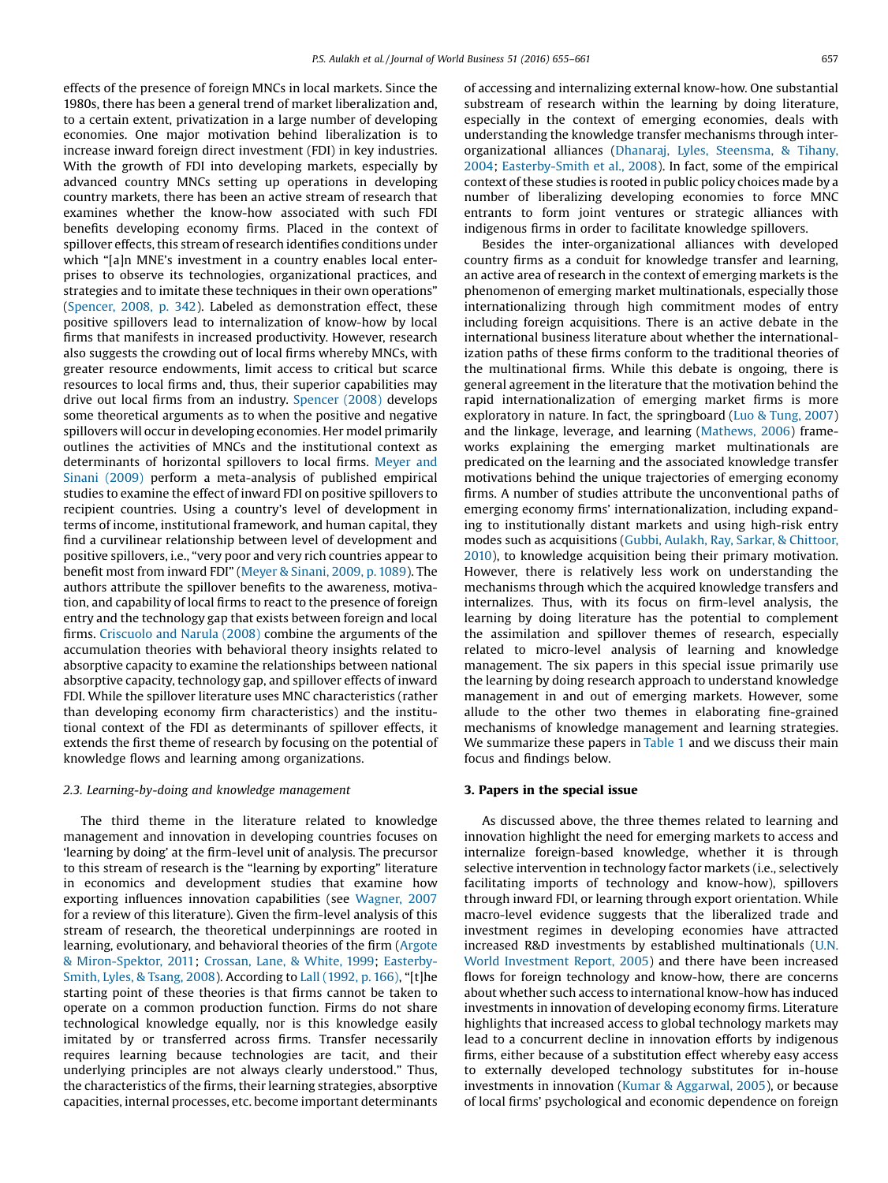effects of the presence of foreign MNCs in local markets. Since the 1980s, there has been a general trend of market liberalization and, to a certain extent, privatization in a large number of developing economies. One major motivation behind liberalization is to increase inward foreign direct investment (FDI) in key industries. With the growth of FDI into developing markets, especially by advanced country MNCs setting up operations in developing country markets, there has been an active stream of research that examines whether the know-how associated with such FDI benefits developing economy firms. Placed in the context of spillover effects, this stream of research identifies conditions under which "[a]n MNE's investment in a country enables local enterprises to observe its technologies, organizational practices, and strategies and to imitate these techniques in their own operations" (Spencer, 2008, p. 342). Labeled as demonstration effect, these positive spillovers lead to internalization of know-how by local firms that manifests in increased productivity. However, research also suggests the crowding out of local firms whereby MNCs, with greater resource endowments, limit access to critical but scarce resources to local firms and, thus, their superior capabilities may drive out local firms from an industry. Spencer (2008) develops some theoretical arguments as to when the positive and negative spillovers will occur in developing economies. Her model primarily outlines the activities of MNCs and the institutional context as determinants of horizontal spillovers to local firms. Meyer and Sinani (2009) perform a meta-analysis of published empirical studies to examine the effect of inward FDI on positive spillovers to recipient countries. Using a country's level of development in terms of income, institutional framework, and human capital, they find a curvilinear relationship between level of development and positive spillovers, i.e., "very poor and very rich countries appear to benefit most from inward FDI" (Meyer & Sinani, 2009, p. 1089). The authors attribute the spillover benefits to the awareness, motivation, and capability of local firms to react to the presence of foreign entry and the technology gap that exists between foreign and local firms. Criscuolo and Narula (2008) combine the arguments of the accumulation theories with behavioral theory insights related to absorptive capacity to examine the relationships between national absorptive capacity, technology gap, and spillover effects of inward FDI. While the spillover literature uses MNC characteristics (rather than developing economy firm characteristics) and the institutional context of the FDI as determinants of spillover effects, it extends the first theme of research by focusing on the potential of knowledge flows and learning among organizations.

### 2.3. Learning-by-doing and knowledge management

The third theme in the literature related to knowledge management and innovation in developing countries focuses on 'learning by doing' at the firm-level unit of analysis. The precursor to this stream of research is the "learning by exporting" literature in economics and development studies that examine how exporting influences innovation capabilities (see Wagner, 2007 for a review of this literature). Given the firm-level analysis of this stream of research, the theoretical underpinnings are rooted in learning, evolutionary, and behavioral theories of the firm (Argote & Miron-Spektor, 2011; Crossan, Lane, & White, 1999; Easterby-Smith, Lyles, & Tsang, 2008). According to Lall (1992, p. 166), "[t]he starting point of these theories is that firms cannot be taken to operate on a common production function. Firms do not share technological knowledge equally, nor is this knowledge easily imitated by or transferred across firms. Transfer necessarily requires learning because technologies are tacit, and their underlying principles are not always clearly understood." Thus, the characteristics of the firms, their learning strategies, absorptive capacities, internal processes, etc. become important determinants of accessing and internalizing external know-how. One substantial substream of research within the learning by doing literature, especially in the context of emerging economies, deals with understanding the knowledge transfer mechanisms through inter-organizational alliances (Dhanaraj, Lyles, Steensma, & Tihany, 2004; Easterby-Smith et al., 2008). In fact, some of the empirical context of these studies is rooted in public policy choices made by a number of liberalizing developing economies to force MNC entrants to form joint ventures or strategic alliances with indigenous firms in order to facilitate knowledge spillovers.

Besides the inter-organizational alliances with developed country firms as a conduit for knowledge transfer and learning, an active area of research in the context of emerging markets is the phenomenon of emerging market multinationals, especially those internationalizing through high commitment modes of entry including foreign acquisitions. There is an active debate in the international business literature about whether the internationalization paths of these firms conform to the traditional theories of the multinational firms. While this debate is ongoing, there is general agreement in the literature that the motivation behind the rapid internationalization of emerging market firms is more exploratory in nature. In fact, the springboard (Luo & Tung, 2007) and the linkage, leverage, and learning (Mathews, 2006) frameworks explaining the emerging market multinationals are predicated on the learning and the associated knowledge transfer motivations behind the unique trajectories of emerging economy firms. A number of studies attribute the unconventional paths of emerging economy firms' internationalization, including expanding to institutionally distant markets and using high-risk entry modes such as acquisitions (Gubbi, Aulakh, Ray, Sarkar, & Chittoor, 2010), to knowledge acquisition being their primary motivation. However, there is relatively less work on understanding the mechanisms through which the acquired knowledge transfers and internalizes. Thus, with its focus on firm-level analysis, the learning by doing literature has the potential to complement the assimilation and spillover themes of research, especially related to micro-level analysis of learning and knowledge management. The six papers in this special issue primarily use the learning by doing research approach to understand knowledge management in and out of emerging markets. However, some allude to the other two themes in elaborating fine-grained mechanisms of knowledge management and learning strategies. We summarize these papers in Table 1 and we discuss their main focus and findings below.

## 3. Papers in the special issue

As discussed above, the three themes related to learning and innovation highlight the need for emerging markets to access and internalize foreign-based knowledge, whether it is through selective intervention in technology factor markets (i.e., selectively facilitating imports of technology and know-how), spillovers through inward FDI, or learning through export orientation. While macro-level evidence suggests that the liberalized trade and investment regimes in developing economies have attracted increased R&D investments by established multinationals (U.N. World Investment Report, 2005) and there have been increased flows for foreign technology and know-how, there are concerns about whether such access to international know-how has induced investments in innovation of developing economy firms. Literature highlights that increased access to global technology markets may lead to a concurrent decline in innovation efforts by indigenous firms, either because of a substitution effect whereby easy access to externally developed technology substitutes for in-house investments in innovation (Kumar & Aggarwal, 2005), or because of local firms' psychological and economic dependence on foreign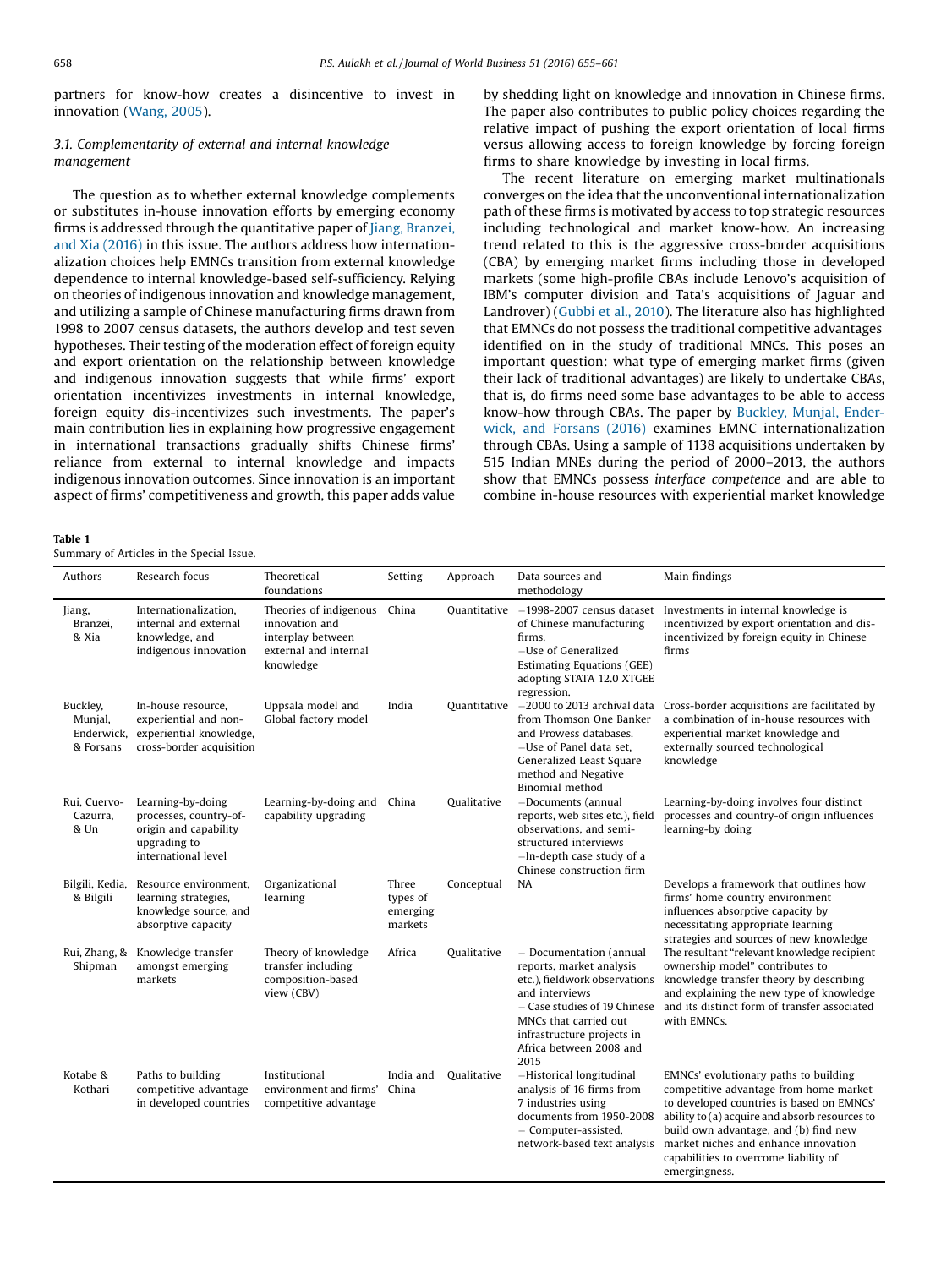partners for know-how creates a disincentive to invest in innovation (Wang, 2005).

### 3.1. Complementarity of external and internal knowledge management

The question as to whether external knowledge complements or substitutes in-house innovation efforts by emerging economy firms is addressed through the quantitative paper of Jiang, Branzei, and Xia (2016) in this issue. The authors address how internationalization choices help EMNCs transition from external knowledge dependence to internal knowledge-based self-sufficiency. Relying on theories of indigenous innovation and knowledge management, and utilizing a sample of Chinese manufacturing firms drawn from 1998 to 2007 census datasets, the authors develop and test seven hypotheses. Their testing of the moderation effect of foreign equity and export orientation on the relationship between knowledge and indigenous innovation suggests that while firms' export orientation incentivizes investments in internal knowledge, foreign equity dis-incentivizes such investments. The paper's main contribution lies in explaining how progressive engagement in international transactions gradually shifts Chinese firms' reliance from external to internal knowledge and impacts indigenous innovation outcomes. Since innovation is an important aspect of firms' competitiveness and growth, this paper adds value by shedding light on knowledge and innovation in Chinese firms. The paper also contributes to public policy choices regarding the relative impact of pushing the export orientation of local firms versus allowing access to foreign knowledge by forcing foreign firms to share knowledge by investing in local firms.

The recent literature on emerging market multinationals converges on the idea that the unconventional internationalization path of these firms is motivated by access to top strategic resources including technological and market know-how. An increasing trend related to this is the aggressive cross-border acquisitions (CBA) by emerging market firms including those in developed markets (some high-profile CBAs include Lenovo's acquisition of IBM's computer division and Tata's acquisitions of Jaguar and Landrover) (Gubbi et al., 2010). The literature also has highlighted that EMNCs do not possess the traditional competitive advantages identified on in the study of traditional MNCs. This poses an important question: what type of emerging market firms (given their lack of traditional advantages) are likely to undertake CBAs, that is, do firms need some base advantages to be able to access know-how through CBAs. The paper by Buckley, Munjal, Enderwick, and Forsans (2016) examines EMNC internationalization through CBAs. Using a sample of 1138 acquisitions undertaken by 515 Indian MNEs during the period of 2000–2013, the authors show that EMNCs possess *interface competence* and are able to combine in-house resources with experiential market knowledge

**Table 1**
Summary of Articles in the Special Issue.

| Authors | Research focus | Theoretical foundations | Setting | Approach | Data sources and methodology | Main findings |
|---|---|---|---|---|---|---|
| Jiang, Branzei, & Xia | Internationalization, internal and external knowledge, and indigenous innovation | Theories of indigenous innovation and interplay between external and internal knowledge | China | Quantitative | –1998-2007 census dataset of Chinese manufacturing firms. –Use of Generalized Estimating Equations (GEE) adopting STATA 12.0 XTGEE regression. | Investments in internal knowledge is incentivized by export orientation and dis-incentivized by foreign equity in Chinese firms |
| Buckley, Munjal, Enderwick, & Forsans | In-house resource, experiential and non-experiential knowledge, cross-border acquisition | Uppsala model and Global factory model | India | Quantitative | –2000 to 2013 archival data from Thomson One Banker and Prowess databases. –Use of Panel data set, Generalized Least Square method and Negative Binomial method | Cross-border acquisitions are facilitated by a combination of in-house resources with experiential market knowledge and externally sourced technological knowledge |
| Rui, Cuervo-Cazurra, & Un | Learning-by-doing processes, country-of-origin and capability upgrading to international level | Learning-by-doing and capability upgrading | China | Qualitative | –Documents (annual reports, web sites etc.), field observations, and semi-structured interviews –In-depth case study of a Chinese construction firm | Learning-by-doing involves four distinct processes and country-of origin influences learning-by doing |
| Bilgili, Kedia, & Bilgili | Resource environment, learning strategies, knowledge source, and absorptive capacity | Organizational learning | Three types of emerging markets | Conceptual | NA | Develops a framework that outlines how firms' home country environment influences absorptive capacity by necessitating appropriate learning strategies and sources of new knowledge |
| Rui, Zhang, & Shipman | Knowledge transfer amongst emerging markets | Theory of knowledge transfer including composition-based view (CBV) | Africa | Qualitative | – Documentation (annual reports, market analysis etc.), fieldwork observations and interviews – Case studies of 19 Chinese MNCs that carried out infrastructure projects in Africa between 2008 and 2015 | The resultant "relevant knowledge recipient ownership model" contributes to knowledge transfer theory by describing and explaining the new type of knowledge and its distinct form of transfer associated with EMNCs. |
| Kotabe & Kothari | Paths to building competitive advantage in developed countries | Institutional environment and firms' competitive advantage | India and China | Qualitative | –Historical longitudinal analysis of 16 firms from 7 industries using documents from 1950-2008 – Computer-assisted, network-based text analysis | EMNCs' evolutionary paths to building competitive advantage from home market to developed countries is based on EMNCs' ability to (a) acquire and absorb resources to build own advantage, and (b) find new market niches and enhance innovation capabilities to overcome liability of emergingness. |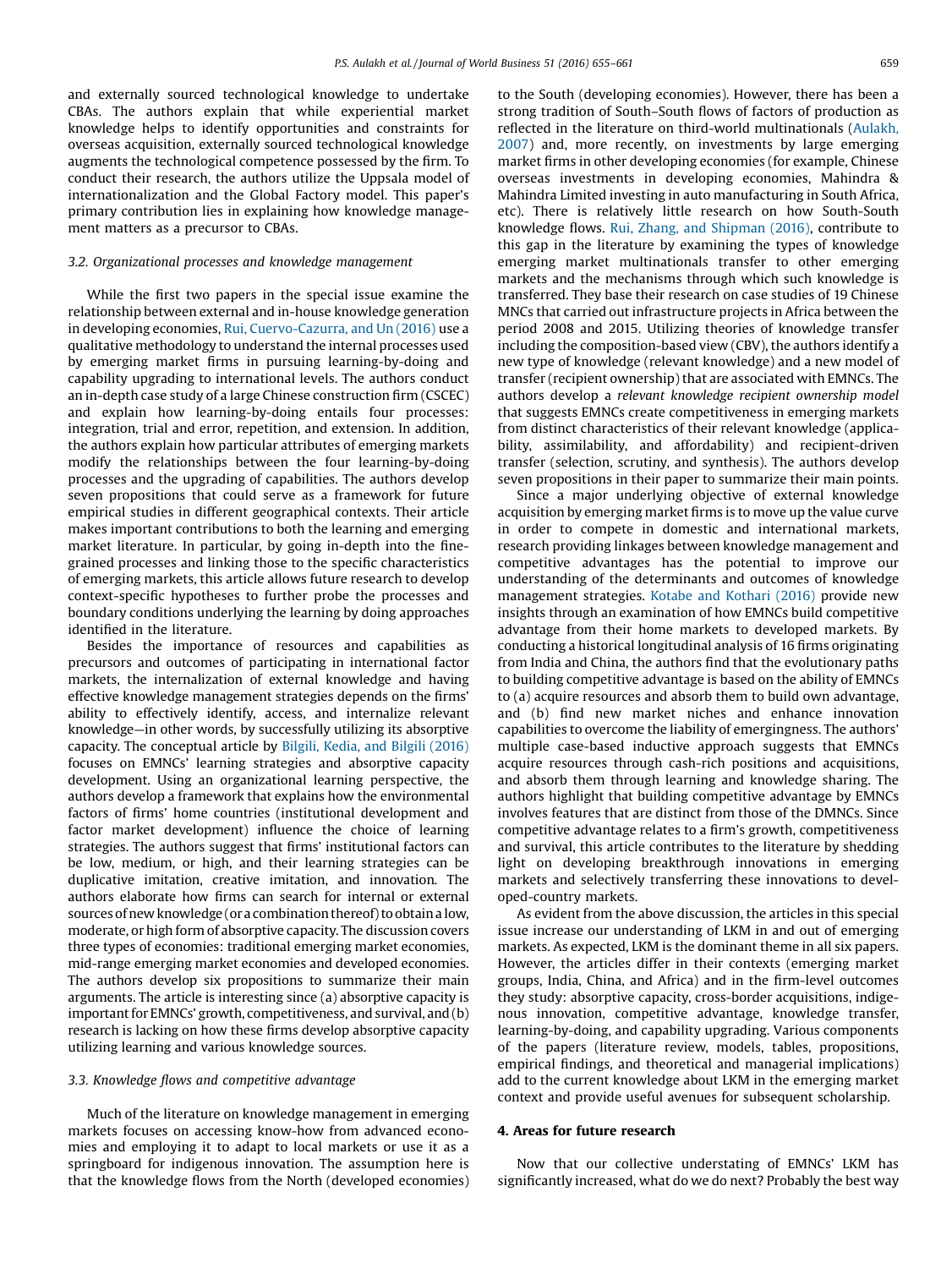and externally sourced technological knowledge to undertake CBAs. The authors explain that while experiential market knowledge helps to identify opportunities and constraints for overseas acquisition, externally sourced technological knowledge augments the technological competence possessed by the firm. To conduct their research, the authors utilize the Uppsala model of internationalization and the Global Factory model. This paper's primary contribution lies in explaining how knowledge management matters as a precursor to CBAs.

### 3.2. Organizational processes and knowledge management

While the first two papers in the special issue examine the relationship between external and in-house knowledge generation in developing economies, Rui, Cuervo-Cazurra, and Un (2016) use a qualitative methodology to understand the internal processes used by emerging market firms in pursuing learning-by-doing and capability upgrading to international levels. The authors conduct an in-depth case study of a large Chinese construction firm (CSCEC) and explain how learning-by-doing entails four processes: integration, trial and error, repetition, and extension. In addition, the authors explain how particular attributes of emerging markets modify the relationships between the four learning-by-doing processes and the upgrading of capabilities. The authors develop seven propositions that could serve as a framework for future empirical studies in different geographical contexts. Their article makes important contributions to both the learning and emerging market literature. In particular, by going in-depth into the fine-grained processes and linking those to the specific characteristics of emerging markets, this article allows future research to develop context-specific hypotheses to further probe the processes and boundary conditions underlying the learning by doing approaches identified in the literature.

Besides the importance of resources and capabilities as precursors and outcomes of participating in international factor markets, the internalization of external knowledge and having effective knowledge management strategies depends on the firms' ability to effectively identify, access, and internalize relevant knowledge—in other words, by successfully utilizing its absorptive capacity. The conceptual article by Bilgili, Kedia, and Bilgili (2016) focuses on EMNCs' learning strategies and absorptive capacity development. Using an organizational learning perspective, the authors develop a framework that explains how the environmental factors of firms' home countries (institutional development and factor market development) influence the choice of learning strategies. The authors suggest that firms' institutional factors can be low, medium, or high, and their learning strategies can be duplicative imitation, creative imitation, and innovation. The authors elaborate how firms can search for internal or external sources of new knowledge (or a combination thereof) to obtain a low, moderate, or high form of absorptive capacity. The discussion covers three types of economies: traditional emerging market economies, mid-range emerging market economies and developed economies. The authors develop six propositions to summarize their main arguments. The article is interesting since (a) absorptive capacity is important for EMNCs' growth, competitiveness, and survival, and (b) research is lacking on how these firms develop absorptive capacity utilizing learning and various knowledge sources.

### 3.3. Knowledge flows and competitive advantage

Much of the literature on knowledge management in emerging markets focuses on accessing know-how from advanced economies and employing it to adapt to local markets or use it as a springboard for indigenous innovation. The assumption here is that the knowledge flows from the North (developed economies) to the South (developing economies). However, there has been a strong tradition of South–South flows of factors of production as reflected in the literature on third-world multinationals (Aulakh, 2007) and, more recently, on investments by large emerging market firms in other developing economies (for example, Chinese overseas investments in developing economies, Mahindra & Mahindra Limited investing in auto manufacturing in South Africa, etc). There is relatively little research on how South-South knowledge flows. Rui, Zhang, and Shipman (2016), contribute to this gap in the literature by examining the types of knowledge emerging market multinationals transfer to other emerging markets and the mechanisms through which such knowledge is transferred. They base their research on case studies of 19 Chinese MNCs that carried out infrastructure projects in Africa between the period 2008 and 2015. Utilizing theories of knowledge transfer including the composition-based view (CBV), the authors identify a new type of knowledge (relevant knowledge) and a new model of transfer (recipient ownership) that are associated with EMNCs. The authors develop a *relevant knowledge recipient ownership model* that suggests EMNCs create competitiveness in emerging markets from distinct characteristics of their relevant knowledge (applicability, assimilability, and affordability) and recipient-driven transfer (selection, scrutiny, and synthesis). The authors develop seven propositions in their paper to summarize their main points.

Since a major underlying objective of external knowledge acquisition by emerging market firms is to move up the value curve in order to compete in domestic and international markets, research providing linkages between knowledge management and competitive advantages has the potential to improve our understanding of the determinants and outcomes of knowledge management strategies. Kotabe and Kothari (2016) provide new insights through an examination of how EMNCs build competitive advantage from their home markets to developed markets. By conducting a historical longitudinal analysis of 16 firms originating from India and China, the authors find that the evolutionary paths to building competitive advantage is based on the ability of EMNCs to (a) acquire resources and absorb them to build own advantage, and (b) find new market niches and enhance innovation capabilities to overcome the liability of emergingness. The authors' multiple case-based inductive approach suggests that EMNCs acquire resources through cash-rich positions and acquisitions, and absorb them through learning and knowledge sharing. The authors highlight that building competitive advantage by EMNCs involves features that are distinct from those of the DMNCs. Since competitive advantage relates to a firm's growth, competitiveness and survival, this article contributes to the literature by shedding light on developing breakthrough innovations in emerging markets and selectively transferring these innovations to developed-country markets.

As evident from the above discussion, the articles in this special issue increase our understanding of LKM in and out of emerging markets. As expected, LKM is the dominant theme in all six papers. However, the articles differ in their contexts (emerging market groups, India, China, and Africa) and in the firm-level outcomes they study: absorptive capacity, cross-border acquisitions, indigenous innovation, competitive advantage, knowledge transfer, learning-by-doing, and capability upgrading. Various components of the papers (literature review, models, tables, propositions, empirical findings, and theoretical and managerial implications) add to the current knowledge about LKM in the emerging market context and provide useful avenues for subsequent scholarship.

## 4. Areas for future research

Now that our collective understating of EMNCs' LKM has significantly increased, what do we do next? Probably the best way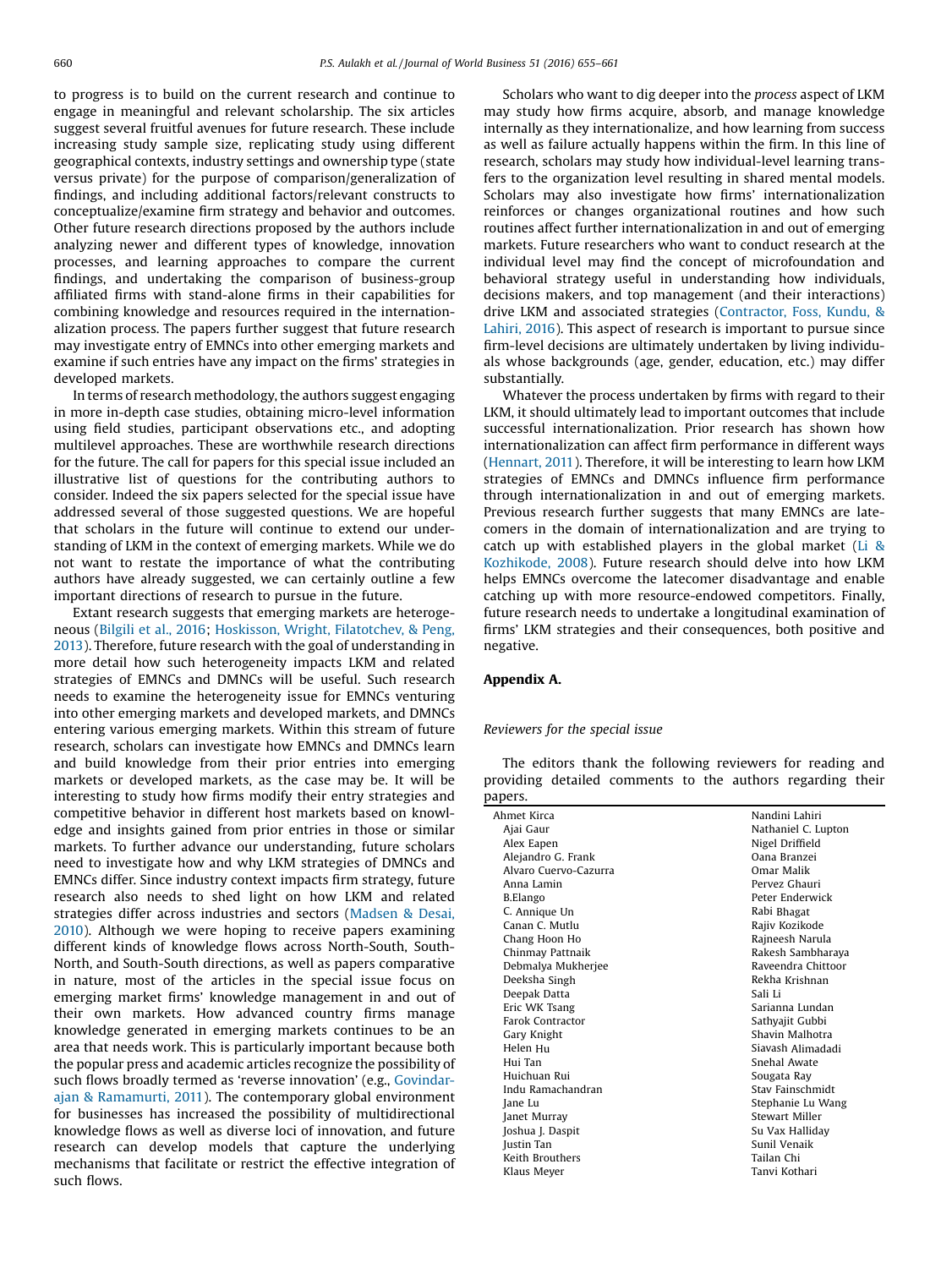to progress is to build on the current research and continue to engage in meaningful and relevant scholarship. The six articles suggest several fruitful avenues for future research. These include increasing study sample size, replicating study using different geographical contexts, industry settings and ownership type (state versus private) for the purpose of comparison/generalization of findings, and including additional factors/relevant constructs to conceptualize/examine firm strategy and behavior and outcomes. Other future research directions proposed by the authors include analyzing newer and different types of knowledge, innovation processes, and learning approaches to compare the current findings, and undertaking the comparison of business-group affiliated firms with stand-alone firms in their capabilities for combining knowledge and resources required in the internationalization process. The papers further suggest that future research may investigate entry of EMNCs into other emerging markets and examine if such entries have any impact on the firms' strategies in developed markets.

In terms of research methodology, the authors suggest engaging in more in-depth case studies, obtaining micro-level information using field studies, participant observations etc., and adopting multilevel approaches. These are worthwhile research directions for the future. The call for papers for this special issue included an illustrative list of questions for the contributing authors to consider. Indeed the six papers selected for the special issue have addressed several of those suggested questions. We are hopeful that scholars in the future will continue to extend our understanding of LKM in the context of emerging markets. While we do not want to restate the importance of what the contributing authors have already suggested, we can certainly outline a few important directions of research to pursue in the future.

Extant research suggests that emerging markets are heterogeneous (Bilgili et al., 2016; Hoskisson, Wright, Filatotchev, & Peng, 2013). Therefore, future research with the goal of understanding in more detail how such heterogeneity impacts LKM and related strategies of EMNCs and DMNCs will be useful. Such research needs to examine the heterogeneity issue for EMNCs venturing into other emerging markets and developed markets, and DMNCs entering various emerging markets. Within this stream of future research, scholars can investigate how EMNCs and DMNCs learn and build knowledge from their prior entries into emerging markets or developed markets, as the case may be. It will be interesting to study how firms modify their entry strategies and competitive behavior in different host markets based on knowledge and insights gained from prior entries in those or similar markets. To further advance our understanding, future scholars need to investigate how and why LKM strategies of DMNCs and EMNCs differ. Since industry context impacts firm strategy, future research also needs to shed light on how LKM and related strategies differ across industries and sectors (Madsen & Desai, 2010). Although we were hoping to receive papers examining different kinds of knowledge flows across North-South, South-North, and South-South directions, as well as papers comparative in nature, most of the articles in the special issue focus on emerging market firms' knowledge management in and out of their own markets. How advanced country firms manage knowledge generated in emerging markets continues to be an area that needs work. This is particularly important because both the popular press and academic articles recognize the possibility of such flows broadly termed as 'reverse innovation' (e.g., Govindarajan & Ramamurti, 2011). The contemporary global environment for businesses has increased the possibility of multidirectional knowledge flows as well as diverse loci of innovation, and future research can develop models that capture the underlying mechanisms that facilitate or restrict the effective integration of such flows.

Scholars who want to dig deeper into the *process* aspect of LKM may study how firms acquire, absorb, and manage knowledge internally as they internationalize, and how learning from success as well as failure actually happens within the firm. In this line of research, scholars may study how individual-level learning transfers to the organization level resulting in shared mental models. Scholars may also investigate how firms' internationalization reinforces or changes organizational routines and how such routines affect further internationalization in and out of emerging markets. Future researchers who want to conduct research at the individual level may find the concept of microfoundation and behavioral strategy useful in understanding how individuals, decisions makers, and top management (and their interactions) drive LKM and associated strategies (Contractor, Foss, Kundu, & Lahiri, 2016). This aspect of research is important to pursue since firm-level decisions are ultimately undertaken by living individuals whose backgrounds (age, gender, education, etc.) may differ substantially.

Whatever the process undertaken by firms with regard to their LKM, it should ultimately lead to important outcomes that include successful internationalization. Prior research has shown how internationalization can affect firm performance in different ways (Hennart, 2011). Therefore, it will be interesting to learn how LKM strategies of EMNCs and DMNCs influence firm performance through internationalization in and out of emerging markets. Previous research further suggests that many EMNCs are latecomers in the domain of internationalization and are trying to catch up with established players in the global market (Li & Kozhikode, 2008). Future research should delve into how LKM helps EMNCs overcome the latecomer disadvantage and enable catching up with more resource-endowed competitors. Finally, future research needs to undertake a longitudinal examination of firms' LKM strategies and their consequences, both positive and negative.

## Appendix A.

*Reviewers for the special issue*

The editors thank the following reviewers for reading and providing detailed comments to the authors regarding their papers.

| | |
|---|---|
| Ahmet Kirca | Nandini Lahiri |
| Ajai Gaur | Nathaniel C. Lupton |
| Alex Eapen | Nigel Driffield |
| Alejandro G. Frank | Oana Branzei |
| Alvaro Cuervo-Cazurra | Omar Malik |
| Anna Lamin | Pervez Ghauri |
| B.Elango | Peter Enderwick |
| C. Annique Un | Rabi Bhagat |
| Canan C. Mutlu | Rajiv Kozikode |
| Chang Hoon Ho | Rajneesh Narula |
| Chinmay Pattnaik | Rakesh Sambharaya |
| Debmalya Mukherjee | Raveendra Chittoor |
| Deeksha Singh | Rekha Krishnan |
| Deepak Datta | Sali Li |
| Eric WK Tsang | Sarianna Lundan |
| Farok Contractor | Sathyajit Gubbi |
| Gary Knight | Shavin Malhotra |
| Helen Hu | Siavash Alimadadi |
| Hui Tan | Snehal Awate |
| Huichuan Rui | Sougata Ray |
| Indu Ramachandran | Stav Fainschmidt |
| Jane Lu | Stephanie Lu Wang |
| Janet Murray | Stewart Miller |
| Joshua J. Daspit | Su Vax Halliday |
| Justin Tan | Sunil Venaik |
| Keith Brouthers | Tailan Chi |
| Klaus Meyer | Tanvi Kothari |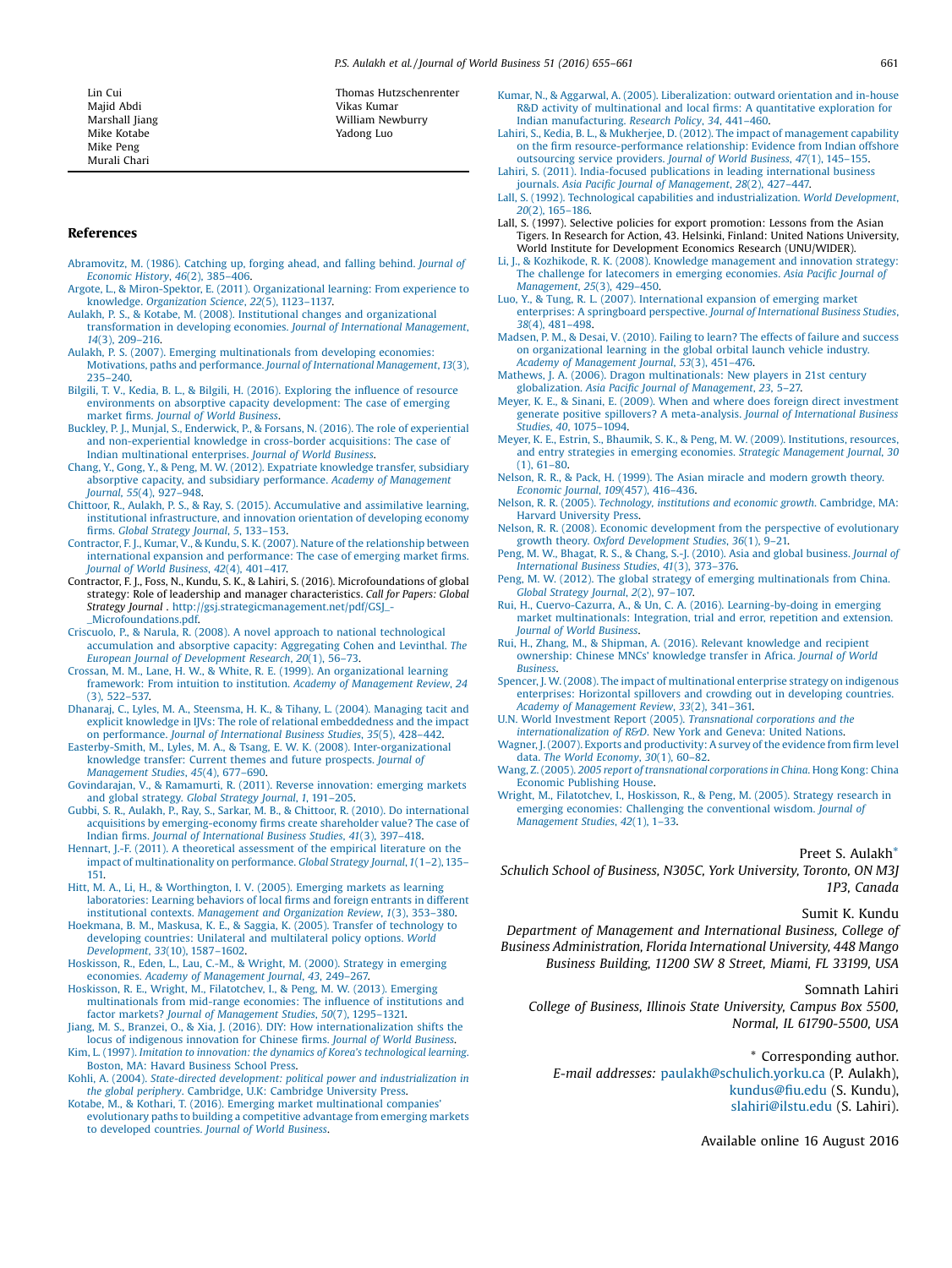Lin Cui
Majid Abdi
Marshall Jiang
Mike Kotabe
Mike Peng
Murali Chari
Thomas Hutzschenreuter
Vikas Kumar
William Newburry
Yadong Luo

## References

Abramovitz, M. (1986). Catching up, forging ahead, and falling behind. *Journal of Economic History*, *46*(2), 385–406.

Argote, L., & Miron-Spektor, E. (2011). Organizational learning: From experience to knowledge. *Organization Science*, *22*(5), 1123–1137.

Aulakh, P. S., & Kotabe, M. (2008). Institutional changes and organizational transformation in developing economies. *Journal of International Management*, *14*(3), 209–216.

Aulakh, P. S. (2007). Emerging multinationals from developing economies: Motivations, paths and performance. *Journal of International Management*, *13*(3), 235–240.

Bilgili, T. V., Kedia, B. L., & Bilgili, H. (2016). Exploring the influence of resource environments on absorptive capacity development: The case of emerging market firms. *Journal of World Business*.

Buckley, P. J., Munjal, S., Enderwick, P., & Forsans, N. (2016). The role of experiential and non-experiential knowledge in cross-border acquisitions: The case of Indian multinational enterprises. *Journal of World Business*.

Chang, Y., Gong, Y., & Peng, M. W. (2012). Expatriate knowledge transfer, subsidiary absorptive capacity, and subsidiary performance. *Academy of Management Journal*, *55*(4), 927–948.

Chittoor, R., Aulakh, P. S., & Ray, S. (2015). Accumulative and assimilative learning, institutional infrastructure, and innovation orientation of developing economy firms. *Global Strategy Journal*, *5*, 133–153.

Contractor, F. J., Kumar, V., & Kundu, S. K. (2007). Nature of the relationship between international expansion and performance: The case of emerging market firms. *Journal of World Business*, *42*(4), 401–417.

Contractor, F. J., Foss, N., Kundu, S. K., & Lahiri, S. (2016). Microfoundations of global strategy: Role of leadership and manager characteristics. *Call for Papers: Global Strategy Journal* . http://gsj.strategicmanagement.net/pdf/GSJ_-_Microfoundations.pdf.

Criscuolo, P., & Narula, R. (2008). A novel approach to national technological accumulation and absorptive capacity: Aggregating Cohen and Levinthal. *The European Journal of Development Research*, *20*(1), 56–73.

Crossan, M. M., Lane, H. W., & White, R. E. (1999). An organizational learning framework: From intuition to institution. *Academy of Management Review*, *24*(3), 522–537.

Dhanaraj, C., Lyles, M. A., Steensma, H. K., & Tihany, L. (2004). Managing tacit and explicit knowledge in IJVs: The role of relational embeddedness and the impact on performance. *Journal of International Business Studies*, *35*(5), 428–442.

Easterby-Smith, M., Lyles, M. A., & Tsang, E. W. K. (2008). Inter-organizational knowledge transfer: Current themes and future prospects. *Journal of Management Studies*, *45*(4), 677–690.

Govindarajan, V., & Ramamurti, R. (2011). Reverse innovation: emerging markets and global strategy. *Global Strategy Journal*, *1*, 191–205.

Gubbi, S. R., Aulakh, P., Ray, S., Sarkar, M. B., & Chittoor, R. (2010). Do international acquisitions by emerging-economy firms create shareholder value? The case of Indian firms. *Journal of International Business Studies*, *41*(3), 397–418.

Hennart, J.-F. (2011). A theoretical assessment of the empirical literature on the impact of multinationality on performance. *Global Strategy Journal*, *1*(1–2), 135–151.

Hitt, M. A., Li, H., & Worthington, I. V. (2005). Emerging markets as learning laboratories: Learning behaviors of local firms and foreign entrants in different institutional contexts. *Management and Organization Review*, *1*(3), 353–380.

Hoekmana, B. M., Maskusa, K. E., & Saggia, K. (2005). Transfer of technology to developing countries: Unilateral and multilateral policy options. *World Development*, *33*(10), 1587–1602.

Hoskisson, R., Eden, L., Lau, C.-M., & Wright, M. (2000). Strategy in emerging economies. *Academy of Management Journal*, *43*, 249–267.

Hoskisson, R. E., Wright, M., Filatotchev, I., & Peng, M. W. (2013). Emerging multinationals from mid-range economies: The influence of institutions and factor markets? *Journal of Management Studies*, *50*(7), 1295–1321.

Jiang, M. S., Branzei, O., & Xia, J. (2016). DIY: How internationalization shifts the locus of indigenous innovation for Chinese firms. *Journal of World Business*.

Kim, L. (1997). *Imitation to innovation: the dynamics of Korea's technological learning*. Boston, MA: Havard Business School Press.

Kohli, A. (2004). *State-directed development: political power and industrialization in the global periphery*. Cambridge, U.K: Cambridge University Press.

Kotabe, M., & Kothari, T. (2016). Emerging market multinational companies' evolutionary paths to building a competitive advantage from emerging markets to developed countries. *Journal of World Business*.

Kumar, N., & Aggarwal, A. (2005). Liberalization: outward orientation and in-house R&D activity of multinational and local firms: A quantitative exploration for Indian manufacturing. *Research Policy*, *34*, 441–460.

Lahiri, S., Kedia, B. L., & Mukherjee, D. (2012). The impact of management capability on the firm resource-performance relationship: Evidence from Indian offshore outsourcing service providers. *Journal of World Business*, *47*(1), 145–155.

Lahiri, S. (2011). India-focused publications in leading international business journals. *Asia Pacific Journal of Management*, *28*(2), 427–447.

Lall, S. (1992). Technological capabilities and industrialization. *World Development*, *20*(2), 165–186.

Lall, S. (1997). Selective policies for export promotion: Lessons from the Asian Tigers. In Research for Action, 43. Helsinki, Finland: United Nations University, World Institute for Development Economics Research (UNU/WIDER).

Li, J., & Kozhikode, R. K. (2008). Knowledge management and innovation strategy: The challenge for latecomers in emerging economies. *Asia Pacific Journal of Management*, *25*(3), 429–450.

Luo, Y., & Tung, R. L. (2007). International expansion of emerging market enterprises: A springboard perspective. *Journal of International Business Studies*, *38*(4), 481–498.

Madsen, P. M., & Desai, V. (2010). Failing to learn? The effects of failure and success on organizational learning in the global orbital launch vehicle industry. *Academy of Management Journal*, *53*(3), 451–476.

Mathews, J. A. (2006). Dragon multinationals: New players in 21st century globalization. *Asia Pacific Journal of Management*, *23*, 5–27.

Meyer, K. E., & Sinani, E. (2009). When and where does foreign direct investment generate positive spillovers? A meta-analysis. *Journal of International Business Studies*, *40*, 1075–1094.

Meyer, K. E., Estrin, S., Bhaumik, S. K., & Peng, M. W. (2009). Institutions, resources, and entry strategies in emerging economies. *Strategic Management Journal*, *30*(1), 61–80.

Nelson, R. R., & Pack, H. (1999). The Asian miracle and modern growth theory. *Economic Journal*, *109*(457), 416–436.

Nelson, R. R. (2005). *Technology, institutions and economic growth*. Cambridge, MA: Harvard University Press.

Nelson, R. R. (2008). Economic development from the perspective of evolutionary growth theory. *Oxford Development Studies*, *36*(1), 9–21.

Peng, M. W., Bhagat, R. S., & Chang, S.-J. (2010). Asia and global business. *Journal of International Business Studies*, *41*(3), 373–376.

Peng, M. W. (2012). The global strategy of emerging multinationals from China. *Global Strategy Journal*, *2*(2), 97–107.

Rui, H., Cuervo-Cazurra, A., & Un, C. A. (2016). Learning-by-doing in emerging market multinationals: Integration, trial and error, repetition and extension. *Journal of World Business*.

Rui, H., Zhang, M., & Shipman, A. (2016). Relevant knowledge and recipient ownership: Chinese MNCs' knowledge transfer in Africa. *Journal of World Business*.

Spencer, J. W. (2008). The impact of multinational enterprise strategy on indigenous enterprises: Horizontal spillovers and crowding out in developing countries. *Academy of Management Review*, *33*(2), 341–361.

U.N. World Investment Report (2005). *Transnational corporations and the internationalization of R&D*. New York and Geneva: United Nations.

Wagner, J. (2007). Exports and productivity: A survey of the evidence from firm level data. *The World Economy*, *30*(1), 60–82.

Wang, Z. (2005). *2005 report of transnational corporations in China*. Hong Kong: China Economic Publishing House.

Wright, M., Filatotchev, I., Hoskisson, R., & Peng, M. (2005). Strategy research in emerging economies: Challenging the conventional wisdom. *Journal of Management Studies*, *42*(1), 1–33.

Preet S. Aulakh*
*Schulich School of Business, N305C, York University, Toronto, ON M3J 1P3, Canada*

Sumit K. Kundu
*Department of Management and International Business, College of Business Administration, Florida International University, 448 Mango Business Building, 11200 SW 8 Street, Miami, FL 33199, USA*

Somnath Lahiri
*College of Business, Illinois State University, Campus Box 5500, Normal, IL 61790-5500, USA*

\* Corresponding author.
*E-mail addresses:* paulakh@schulich.yorku.ca (P. Aulakh), kundus@fiu.edu (S. Kundu), slahiri@ilstu.edu (S. Lahiri).

Available online 16 August 2016